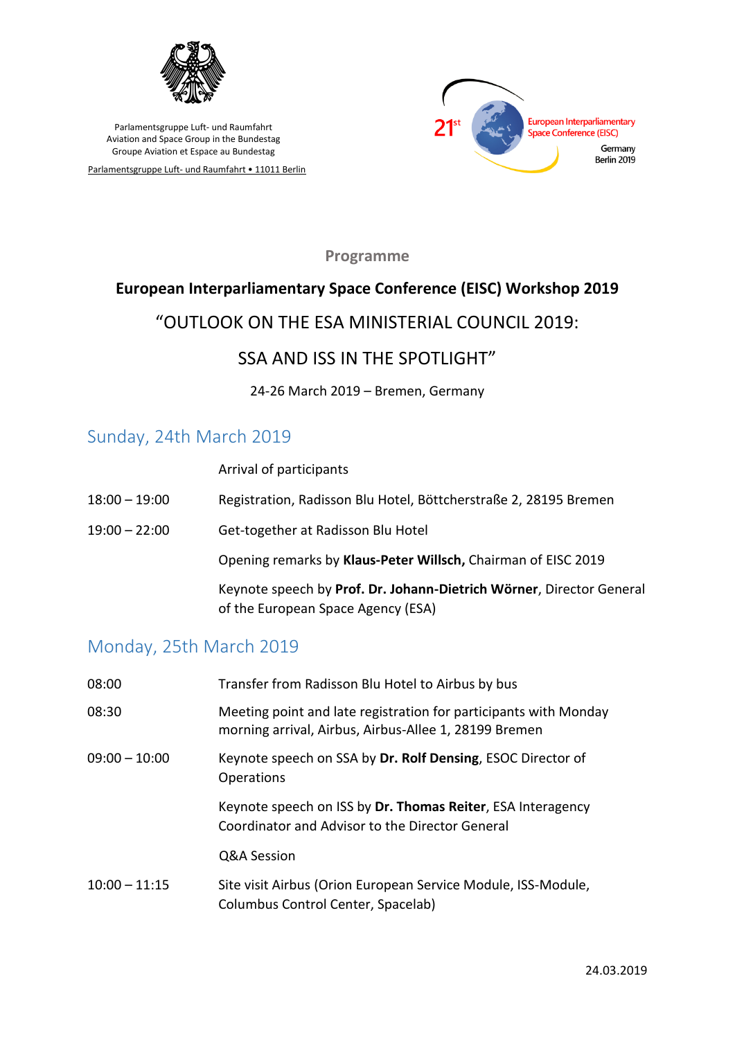Parlamentsgruppe Luft- und Raumfahrt
Aviation and Space Group in the Bundestag
Groupe Aviation et Espace au Bundestag

Parlamentsgruppe Luft- und Raumfahrt • 11011 Berlin

21st European Interparliamentary Space Conference (EISC)
Germany
Berlin 2019

**Programme**

## European Interparliamentary Space Conference (EISC) Workshop 2019

# "OUTLOOK ON THE ESA MINISTERIAL COUNCIL 2019: SSA AND ISS IN THE SPOTLIGHT"

24-26 March 2019 – Bremen, Germany

## Sunday, 24th March 2019

| | |
|---|---|
| | Arrival of participants |
| 18:00 – 19:00 | Registration, Radisson Blu Hotel, Böttcherstraße 2, 28195 Bremen |
| 19:00 – 22:00 | Get-together at Radisson Blu Hotel |
| | Opening remarks by **Klaus-Peter Willsch,** Chairman of EISC 2019 |
| | Keynote speech by **Prof. Dr. Johann-Dietrich Wörner**, Director General of the European Space Agency (ESA) |

## Monday, 25th March 2019

| | |
|---|---|
| 08:00 | Transfer from Radisson Blu Hotel to Airbus by bus |
| 08:30 | Meeting point and late registration for participants with Monday morning arrival, Airbus, Airbus-Allee 1, 28199 Bremen |
| 09:00 – 10:00 | Keynote speech on SSA by **Dr. Rolf Densing**, ESOC Director of Operations |
| | Keynote speech on ISS by **Dr. Thomas Reiter**, ESA Interagency Coordinator and Advisor to the Director General |
| | Q&A Session |
| 10:00 – 11:15 | Site visit Airbus (Orion European Service Module, ISS-Module, Columbus Control Center, Spacelab) |

24.03.2019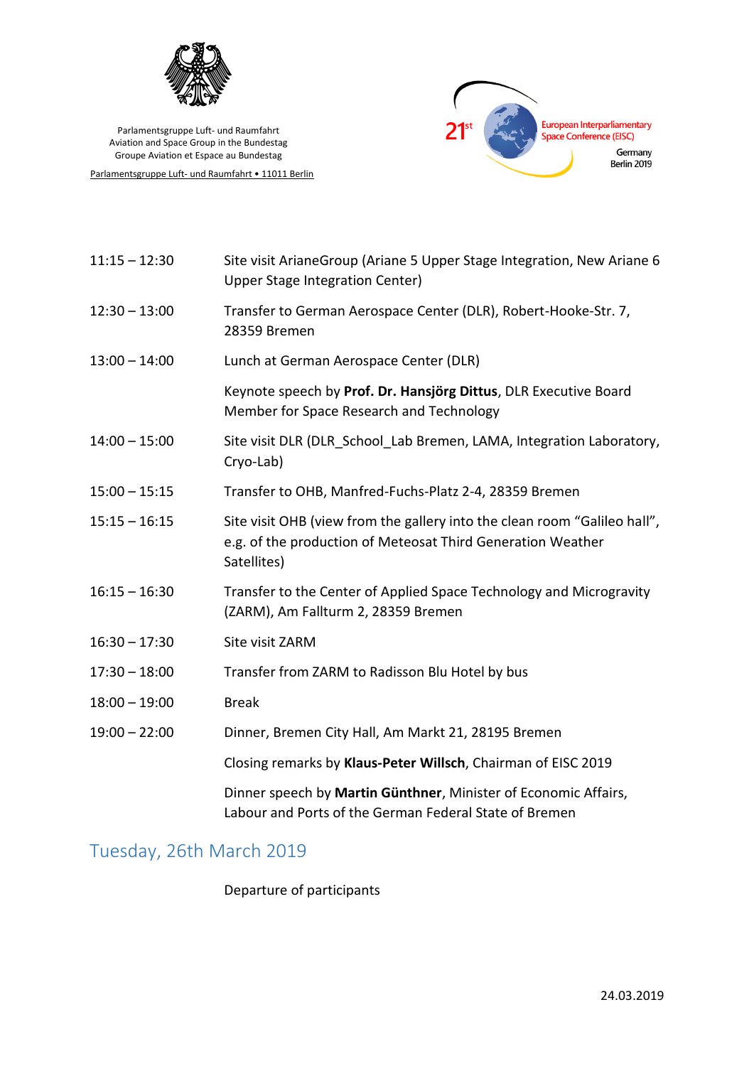| | |
|---|---|
| 11:15 – 12:30 | Site visit ArianeGroup (Ariane 5 Upper Stage Integration, New Ariane 6 Upper Stage Integration Center) |
| 12:30 – 13:00 | Transfer to German Aerospace Center (DLR), Robert-Hooke-Str. 7, 28359 Bremen |
| 13:00 – 14:00 | Lunch at German Aerospace Center (DLR) |
| | Keynote speech by **Prof. Dr. Hansjörg Dittus**, DLR Executive Board Member for Space Research and Technology |
| 14:00 – 15:00 | Site visit DLR (DLR_School_Lab Bremen, LAMA, Integration Laboratory, Cryo-Lab) |
| 15:00 – 15:15 | Transfer to OHB, Manfred-Fuchs-Platz 2-4, 28359 Bremen |
| 15:15 – 16:15 | Site visit OHB (view from the gallery into the clean room “Galileo hall”, e.g. of the production of Meteosat Third Generation Weather Satellites) |
| 16:15 – 16:30 | Transfer to the Center of Applied Space Technology and Microgravity (ZARM), Am Fallturm 2, 28359 Bremen |
| 16:30 – 17:30 | Site visit ZARM |
| 17:30 – 18:00 | Transfer from ZARM to Radisson Blu Hotel by bus |
| 18:00 – 19:00 | Break |
| 19:00 – 22:00 | Dinner, Bremen City Hall, Am Markt 21, 28195 Bremen |
| | Closing remarks by **Klaus-Peter Willsch**, Chairman of EISC 2019 |
| | Dinner speech by **Martin Günthner**, Minister of Economic Affairs, Labour and Ports of the German Federal State of Bremen |

## Tuesday, 26th March 2019

Departure of participants

24.03.2019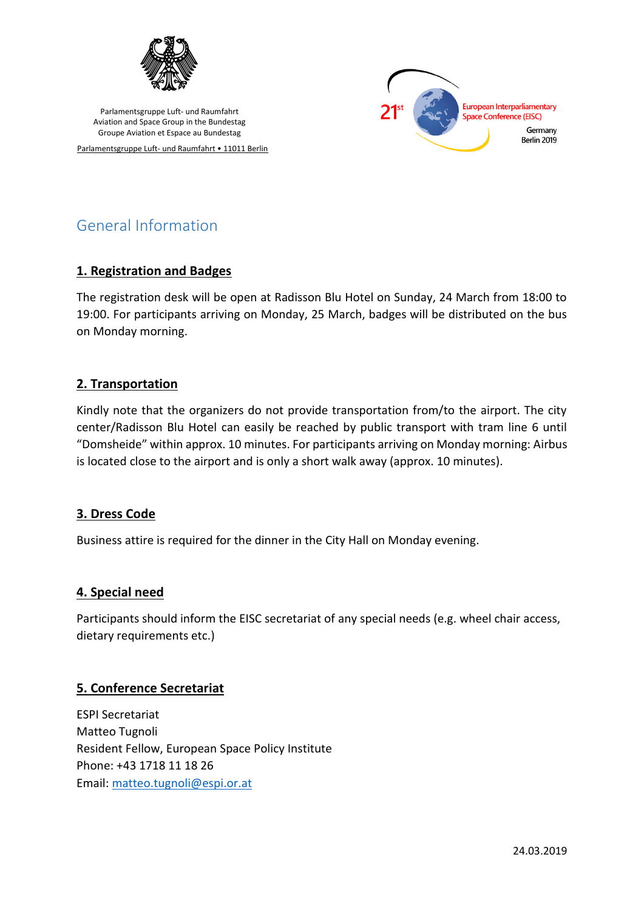Parlamentsgruppe Luft- und Raumfahrt
Aviation and Space Group in the Bundestag
Groupe Aviation et Espace au Bundestag

Parlamentsgruppe Luft- und Raumfahrt • 11011 Berlin

21st European Interparliamentary Space Conference (EISC)
Germany
Berlin 2019

# General Information

## 1. Registration and Badges

The registration desk will be open at Radisson Blu Hotel on Sunday, 24 March from 18:00 to 19:00. For participants arriving on Monday, 25 March, badges will be distributed on the bus on Monday morning.

## 2. Transportation

Kindly note that the organizers do not provide transportation from/to the airport. The city center/Radisson Blu Hotel can easily be reached by public transport with tram line 6 until "Domsheide" within approx. 10 minutes. For participants arriving on Monday morning: Airbus is located close to the airport and is only a short walk away (approx. 10 minutes).

## 3. Dress Code

Business attire is required for the dinner in the City Hall on Monday evening.

## 4. Special need

Participants should inform the EISC secretariat of any special needs (e.g. wheel chair access, dietary requirements etc.)

## 5. Conference Secretariat

ESPI Secretariat
Matteo Tugnoli
Resident Fellow, European Space Policy Institute
Phone: +43 1718 11 18 26
Email: matteo.tugnoli@espi.or.at

24.03.2019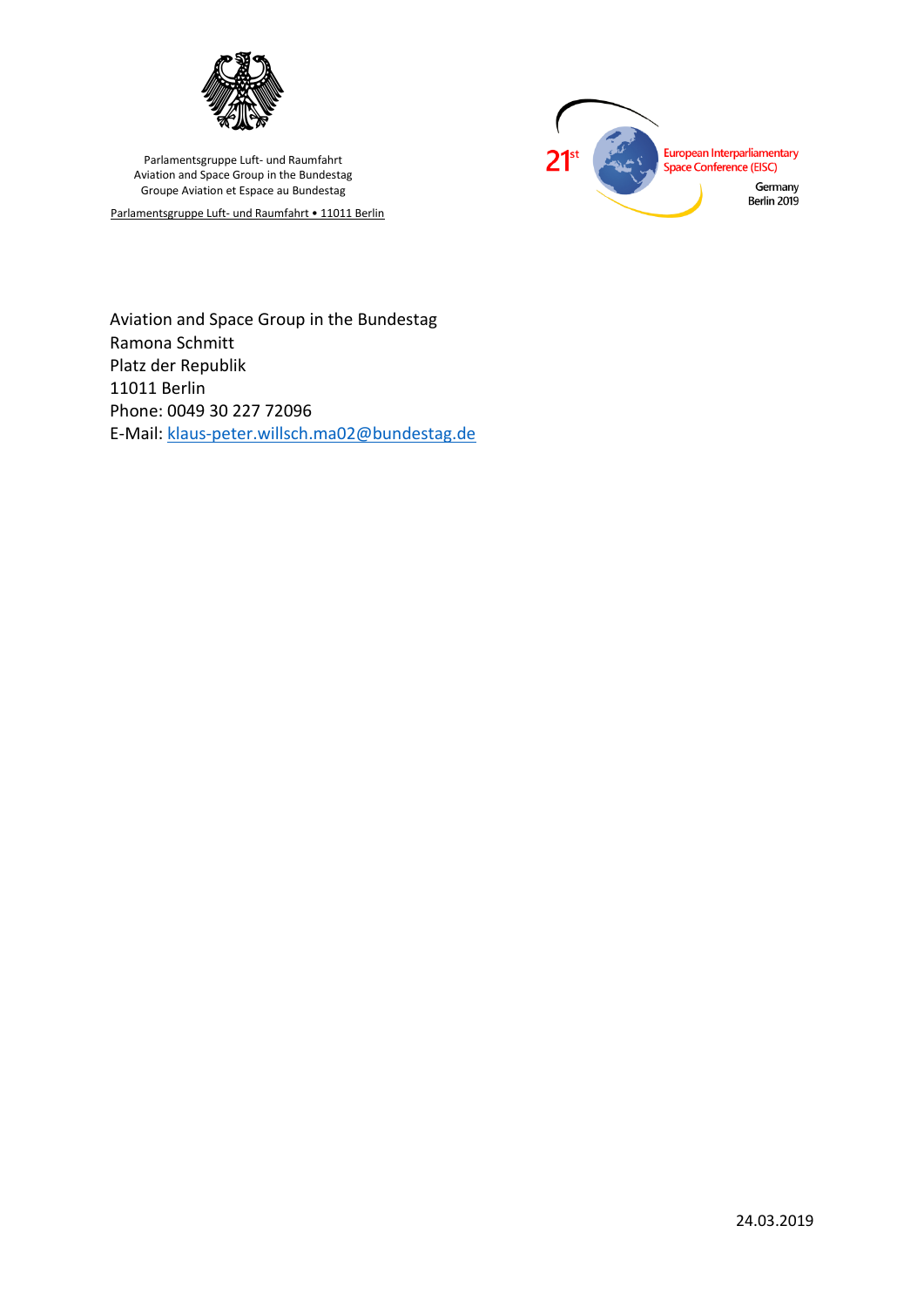Parlamentsgruppe Luft- und Raumfahrt
Aviation and Space Group in the Bundestag
Groupe Aviation et Espace au Bundestag

Parlamentsgruppe Luft- und Raumfahrt • 11011 Berlin

21st European Interparliamentary Space Conference (EISC)
Germany
Berlin 2019

Aviation and Space Group in the Bundestag
Ramona Schmitt
Platz der Republik
11011 Berlin
Phone: 0049 30 227 72096
E-Mail: klaus-peter.willsch.ma02@bundestag.de

24.03.2019